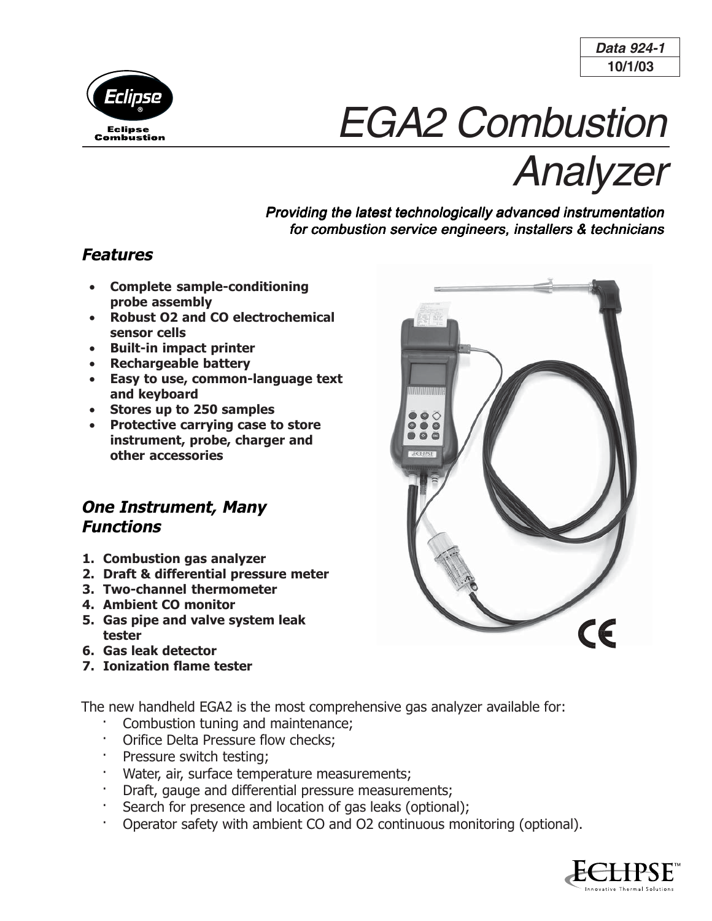**Data 924-1**
**10/1/03**

Eclipse Combustion

# EGA2 Combustion Analyzer

***Providing the latest technologically advanced instrumentation for combustion service engineers, installers & technicians***

## *Features*

- **Complete sample-conditioning probe assembly**
- **Robust O2 and CO electrochemical sensor cells**
- **Built-in impact printer**
- **Rechargeable battery**
- **Easy to use, common-language text and keyboard**
- **Stores up to 250 samples**
- **Protective carrying case to store instrument, probe, charger and other accessories**

## *One Instrument, Many Functions*

1. **Combustion gas analyzer**
2. **Draft & differential pressure meter**
3. **Two-channel thermometer**
4. **Ambient CO monitor**
5. **Gas pipe and valve system leak tester**
6. **Gas leak detector**
7. **Ionization flame tester**

The new handheld EGA2 is the most comprehensive gas analyzer available for:

- Combustion tuning and maintenance;
- Orifice Delta Pressure flow checks;
- Pressure switch testing;
- Water, air, surface temperature measurements;
- Draft, gauge and differential pressure measurements;
- Search for presence and location of gas leaks (optional);
- Operator safety with ambient CO and O2 continuous monitoring (optional).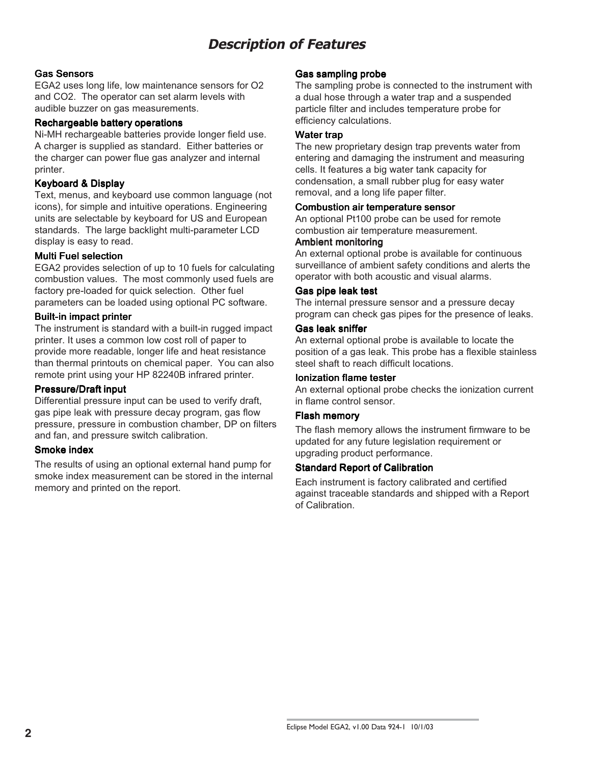# *Description of Features*

### Gas Sensors

EGA2 uses long life, low maintenance sensors for $O_2$ and $CO_2$. The operator can set alarm levels with audible buzzer on gas measurements.

### Rechargeable battery operations

Ni-MH rechargeable batteries provide longer field use. A charger is supplied as standard. Either batteries or the charger can power flue gas analyzer and internal printer.

### Keyboard & Display

Text, menus, and keyboard use common language (not icons), for simple and intuitive operations. Engineering units are selectable by keyboard for US and European standards. The large backlight multi-parameter LCD display is easy to read.

### Multi Fuel selection

EGA2 provides selection of up to 10 fuels for calculating combustion values. The most commonly used fuels are factory pre-loaded for quick selection. Other fuel parameters can be loaded using optional PC software.

### Built-in impact printer

The instrument is standard with a built-in rugged impact printer. It uses a common low cost roll of paper to provide more readable, longer life and heat resistance than thermal printouts on chemical paper. You can also remote print using your HP 82240B infrared printer.

### Pressure/Draft input

Differential pressure input can be used to verify draft, gas pipe leak with pressure decay program, gas flow pressure, pressure in combustion chamber, DP on filters and fan, and pressure switch calibration.

### Smoke index

The results of using an optional external hand pump for smoke index measurement can be stored in the internal memory and printed on the report.

### Gas sampling probe

The sampling probe is connected to the instrument with a dual hose through a water trap and a suspended particle filter and includes temperature probe for efficiency calculations.

### Water trap

The new proprietary design trap prevents water from entering and damaging the instrument and measuring cells. It features a big water tank capacity for condensation, a small rubber plug for easy water removal, and a long life paper filter.

### Combustion air temperature sensor

An optional Pt100 probe can be used for remote combustion air temperature measurement.

### Ambient monitoring

An external optional probe is available for continuous surveillance of ambient safety conditions and alerts the operator with both acoustic and visual alarms.

### Gas pipe leak test

The internal pressure sensor and a pressure decay program can check gas pipes for the presence of leaks.

### Gas leak sniffer

An external optional probe is available to locate the position of a gas leak. This probe has a flexible stainless steel shaft to reach difficult locations.

### Ionization flame tester

An external optional probe checks the ionization current in flame control sensor.

### Flash memory

The flash memory allows the instrument firmware to be updated for any future legislation requirement or upgrading product performance.

### Standard Report of Calibration

Each instrument is factory calibrated and certified against traceable standards and shipped with a Report of Calibration.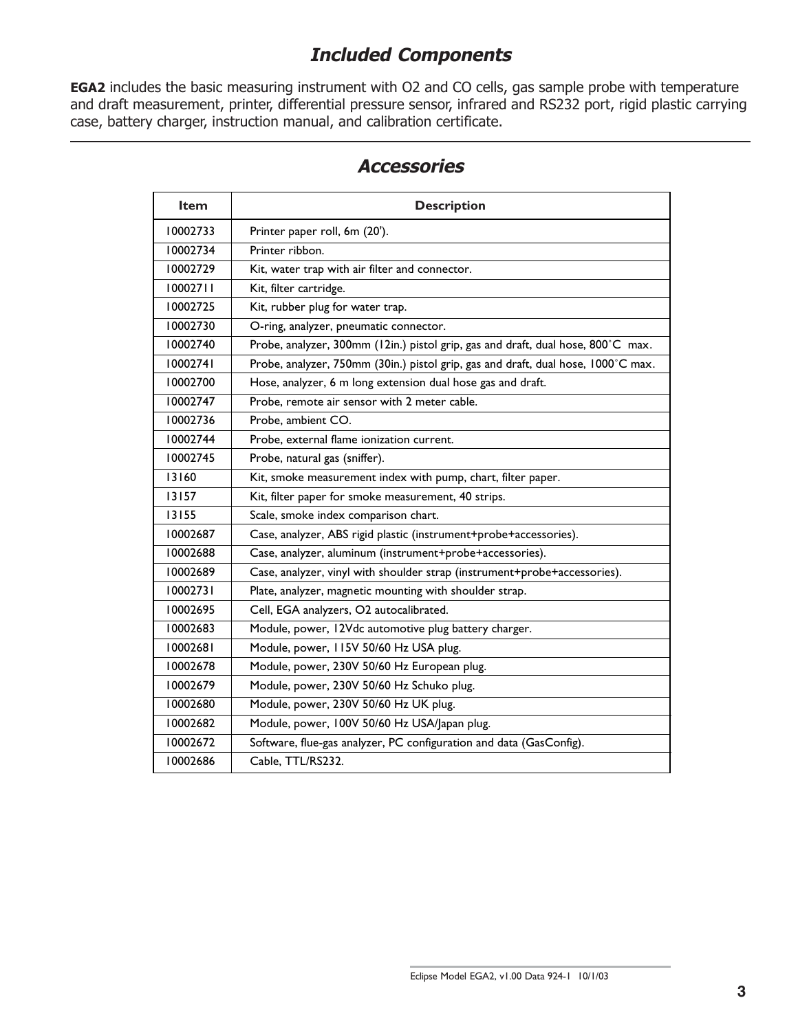## *Included Components*

**EGA2** includes the basic measuring instrument with O2 and CO cells, gas sample probe with temperature and draft measurement, printer, differential pressure sensor, infrared and RS232 port, rigid plastic carrying case, battery charger, instruction manual, and calibration certificate.

## *Accessories*

| Item | Description |
|---|---|
| 10002733 | Printer paper roll, 6m (20'). |
| 10002734 | Printer ribbon. |
| 10002729 | Kit, water trap with air filter and connector. |
| 10002711 | Kit, filter cartridge. |
| 10002725 | Kit, rubber plug for water trap. |
| 10002730 | O-ring, analyzer, pneumatic connector. |
| 10002740 | Probe, analyzer, 300mm (12in.) pistol grip, gas and draft, dual hose, 800˚C max. |
| 10002741 | Probe, analyzer, 750mm (30in.) pistol grip, gas and draft, dual hose, 1000˚C max. |
| 10002700 | Hose, analyzer, 6 m long extension dual hose gas and draft. |
| 10002747 | Probe, remote air sensor with 2 meter cable. |
| 10002736 | Probe, ambient CO. |
| 10002744 | Probe, external flame ionization current. |
| 10002745 | Probe, natural gas (sniffer). |
| 13160 | Kit, smoke measurement index with pump, chart, filter paper. |
| 13157 | Kit, filter paper for smoke measurement, 40 strips. |
| 13155 | Scale, smoke index comparison chart. |
| 10002687 | Case, analyzer, ABS rigid plastic (instrument+probe+accessories). |
| 10002688 | Case, analyzer, aluminum (instrument+probe+accessories). |
| 10002689 | Case, analyzer, vinyl with shoulder strap (instrument+probe+accessories). |
| 10002731 | Plate, analyzer, magnetic mounting with shoulder strap. |
| 10002695 | Cell, EGA analyzers, O2 autocalibrated. |
| 10002683 | Module, power, 12Vdc automotive plug battery charger. |
| 10002681 | Module, power, 115V 50/60 Hz USA plug. |
| 10002678 | Module, power, 230V 50/60 Hz European plug. |
| 10002679 | Module, power, 230V 50/60 Hz Schuko plug. |
| 10002680 | Module, power, 230V 50/60 Hz UK plug. |
| 10002682 | Module, power, 100V 50/60 Hz USA/Japan plug. |
| 10002672 | Software, flue-gas analyzer, PC configuration and data (GasConfig). |
| 10002686 | Cable, TTL/RS232. |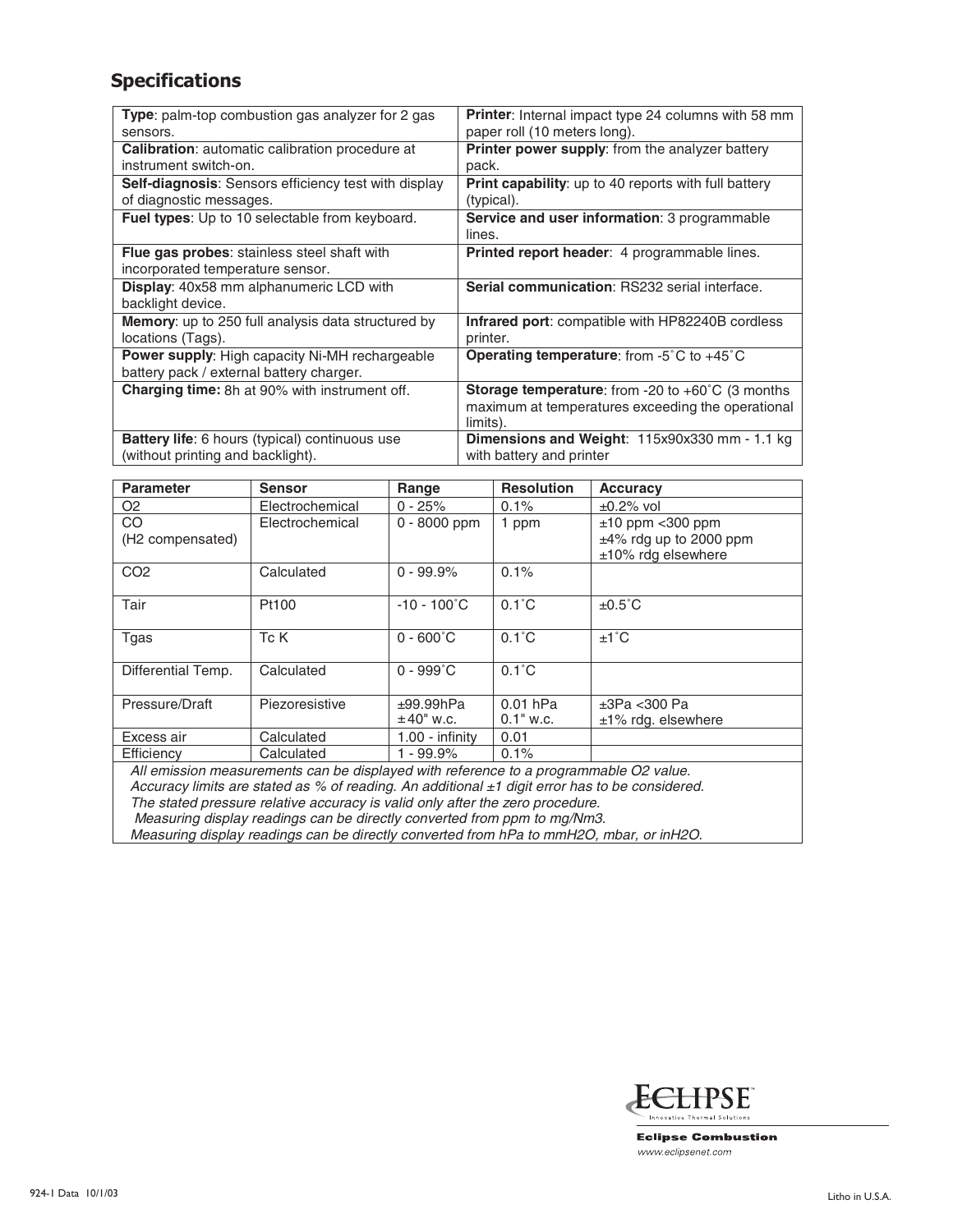## Specifications

| | |
|---|---|
| **Type**: palm-top combustion gas analyzer for 2 gas sensors. | **Printer**: Internal impact type 24 columns with 58 mm paper roll (10 meters long). |
| **Calibration**: automatic calibration procedure at instrument switch-on. | **Printer power supply**: from the analyzer battery pack. |
| **Self-diagnosis**: Sensors efficiency test with display of diagnostic messages. | **Print capability**: up to 40 reports with full battery (typical). |
| **Fuel types**: Up to 10 selectable from keyboard. | **Service and user information**: 3 programmable lines. |
| **Flue gas probes**: stainless steel shaft with incorporated temperature sensor. | **Printed report header**: 4 programmable lines. |
| **Display**: 40x58 mm alphanumeric LCD with backlight device. | **Serial communication**: RS232 serial interface. |
| **Memory**: up to 250 full analysis data structured by locations (Tags). | **Infrared port**: compatible with HP82240B cordless printer. |
| **Power supply**: High capacity Ni-MH rechargeable battery pack / external battery charger. | **Operating temperature**: from -5˚C to +45˚C |
| **Charging time:** 8h at 90% with instrument off. | **Storage temperature**: from -20 to +60˚C (3 months maximum at temperatures exceeding the operational limits). |
| **Battery life**: 6 hours (typical) continuous use (without printing and backlight). | **Dimensions and Weight**: 115x90x330 mm - 1.1 kg with battery and printer |

| Parameter | Sensor | Range | Resolution | Accuracy |
|---|---|---|---|---|
| $O_2$ | Electrochemical | 0 - 25% | 0.1% | ±0.2% vol |
| CO (H2 compensated) | Electrochemical | 0 - 8000 ppm | 1 ppm | ±10 ppm <300 ppm<br>±4% rdg up to 2000 ppm<br>±10% rdg elsewhere |
| $CO_2$ | Calculated | 0 - 99.9% | 0.1% | |
| Tair | Pt100 | -10 - 100˚C | 0.1˚C | ±0.5˚C |
| Tgas | Tc K | 0 - 600˚C | 0.1˚C | ±1˚C |
| Differential Temp. | Calculated | 0 - 999˚C | 0.1˚C | |
| Pressure/Draft | Piezoresistive | ±99.99hPa<br>±40" w.c. | 0.01 hPa<br>0.1" w.c. | ±3Pa <300 Pa<br>±1% rdg. elsewhere |
| Excess air | Calculated | 1.00 - infinity | 0.01 | |
| Efficiency | Calculated | 1 - 99.9% | 0.1% | |

*All emission measurements can be displayed with reference to a programmable O2 value.*
*Accuracy limits are stated as % of reading. An additional ±1 digit error has to be considered.*
*The stated pressure relative accuracy is valid only after the zero procedure.*
*Measuring display readings can be directly converted from ppm to mg/Nm3.*
*Measuring display readings can be directly converted from hPa to mmH2O, mbar, or inH2O.*

ECLIPSE™
Innovative Thermal Solutions

**Eclipse Combustion**
*www.eclipsenet.com*

924-1 Data 10/1/03

Litho in U.S.A.